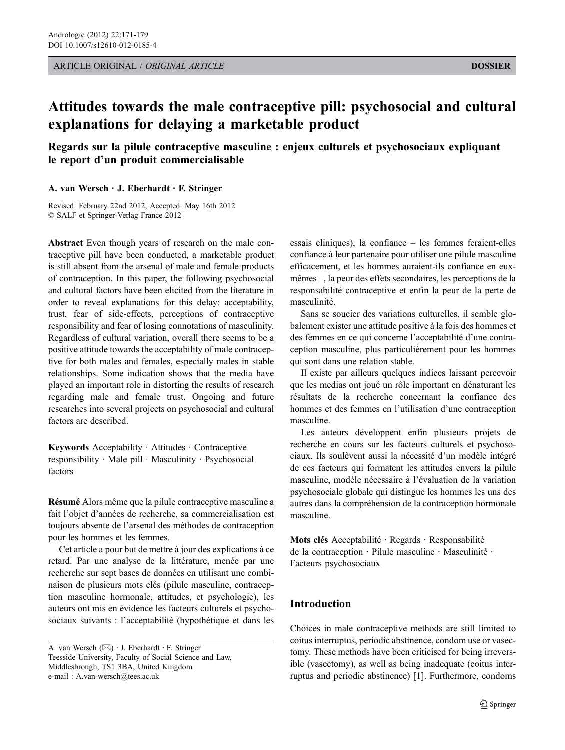ARTICLE ORIGINAL / *ORIGINAL ARTICLE* **DOSSIER**

# Attitudes towards the male contraceptive pill: psychosocial and cultural explanations for delaying a marketable product

## Regards sur la pilule contraceptive masculine : enjeux culturels et psychosociaux expliquant le report d'un produit commercialisable

**A. van Wersch · J. Eberhardt · F. Stringer**

Revised: February 22nd 2012, Accepted: May 16th 2012
© SALF et Springer-Verlag France 2012

**Abstract** Even though years of research on the male contraceptive pill have been conducted, a marketable product is still absent from the arsenal of male and female products of contraception. In this paper, the following psychosocial and cultural factors have been elicited from the literature in order to reveal explanations for this delay: acceptability, trust, fear of side-effects, perceptions of contraceptive responsibility and fear of losing connotations of masculinity. Regardless of cultural variation, overall there seems to be a positive attitude towards the acceptability of male contraceptive for both males and females, especially males in stable relationships. Some indication shows that the media have played an important role in distorting the results of research regarding male and female trust. Ongoing and future researches into several projects on psychosocial and cultural factors are described.

**Keywords** Acceptability · Attitudes · Contraceptive responsibility · Male pill · Masculinity · Psychosocial factors

**Résumé** Alors même que la pilule contraceptive masculine a fait l'objet d'années de recherche, sa commercialisation est toujours absente de l'arsenal des méthodes de contraception pour les hommes et les femmes.

Cet article a pour but de mettre à jour des explications à ce retard. Par une analyse de la littérature, menée par une recherche sur sept bases de données en utilisant une combinaison de plusieurs mots clés (pilule masculine, contraception masculine hormonale, attitudes, et psychologie), les auteurs ont mis en évidence les facteurs culturels et psychosociaux suivants : l'acceptabilité (hypothétique et dans les essais cliniques), la confiance – les femmes feraient-elles confiance à leur partenaire pour utiliser une pilule masculine efficacement, et les hommes auraient-ils confiance en eux-mêmes –, la peur des effets secondaires, les perceptions de la responsabilité contraceptive et enfin la peur de la perte de masculinité.

Sans se soucier des variations culturelles, il semble globalement exister une attitude positive à la fois des hommes et des femmes en ce qui concerne l'acceptabilité d'une contraception masculine, plus particulièrement pour les hommes qui sont dans une relation stable.

Il existe par ailleurs quelques indices laissant percevoir que les medias ont joué un rôle important en dénaturant les résultats de la recherche concernant la confiance des hommes et des femmes en l'utilisation d'une contraception masculine.

Les auteurs développent enfin plusieurs projets de recherche en cours sur les facteurs culturels et psychosociaux. Ils soulèvent aussi la nécessité d'un modèle intégré de ces facteurs qui formatent les attitudes envers la pilule masculine, modèle nécessaire à l'évaluation de la variation psychosociale globale qui distingue les hommes les uns des autres dans la compréhension de la contraception hormonale masculine.

**Mots clés** Acceptabilité · Regards · Responsabilité de la contraception · Pilule masculine · Masculinité · Facteurs psychosociaux

A. van Wersch (✉) · J. Eberhardt · F. Stringer
Teesside University, Faculty of Social Science and Law,
Middlesbrough, TS1 3BA, United Kingdom
e-mail : A.van-wersch@tees.ac.uk

## Introduction

Choices in male contraceptive methods are still limited to coitus interruptus, periodic abstinence, condom use or vasectomy. These methods have been criticised for being irreversible (vasectomy), as well as being inadequate (coitus interruptus and periodic abstinence) [1]. Furthermore, condoms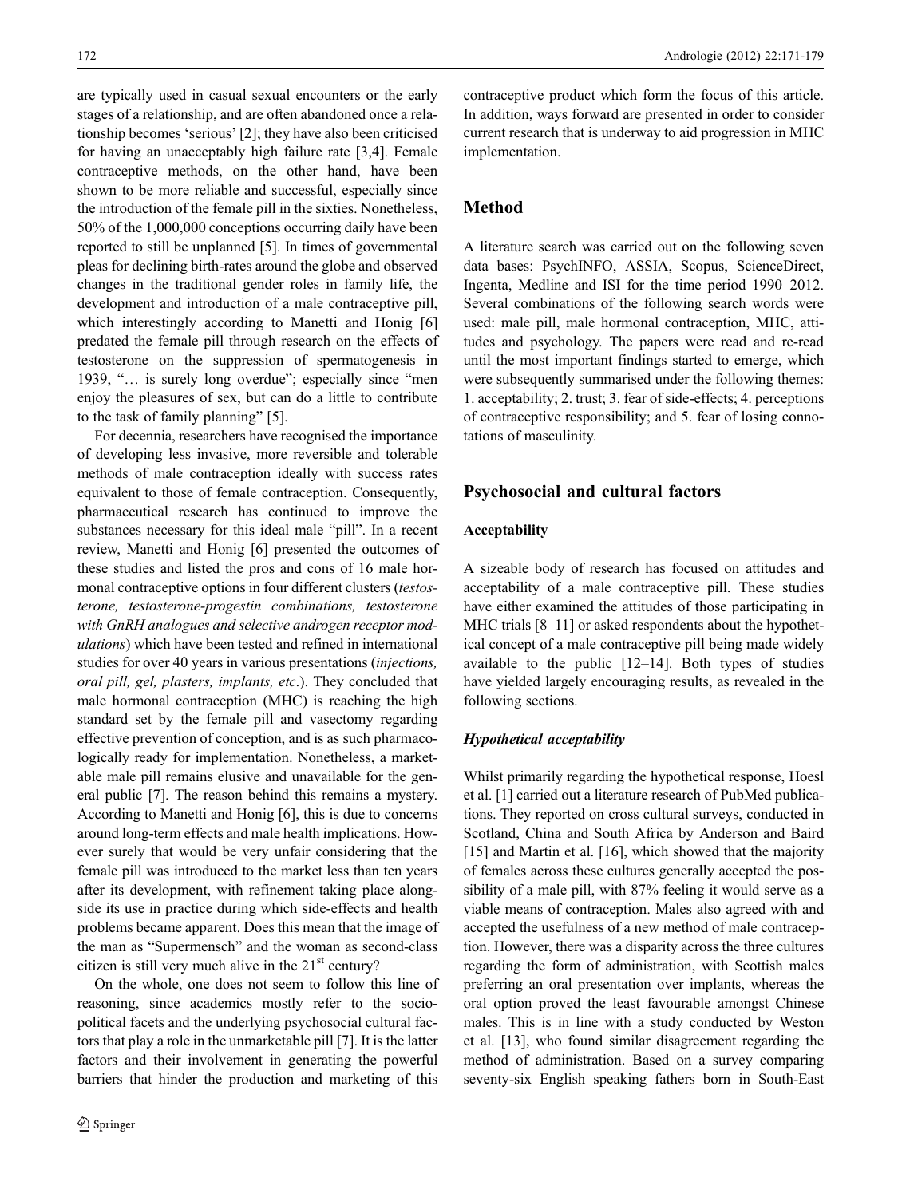are typically used in casual sexual encounters or the early stages of a relationship, and are often abandoned once a relationship becomes 'serious' [2]; they have also been criticised for having an unacceptably high failure rate [3,4]. Female contraceptive methods, on the other hand, have been shown to be more reliable and successful, especially since the introduction of the female pill in the sixties. Nonetheless, 50% of the 1,000,000 conceptions occurring daily have been reported to still be unplanned [5]. In times of governmental pleas for declining birth-rates around the globe and observed changes in the traditional gender roles in family life, the development and introduction of a male contraceptive pill, which interestingly according to Manetti and Honig [6] predated the female pill through research on the effects of testosterone on the suppression of spermatogenesis in 1939, "… is surely long overdue"; especially since "men enjoy the pleasures of sex, but can do a little to contribute to the task of family planning" [5].

For decennia, researchers have recognised the importance of developing less invasive, more reversible and tolerable methods of male contraception ideally with success rates equivalent to those of female contraception. Consequently, pharmaceutical research has continued to improve the substances necessary for this ideal male "pill". In a recent review, Manetti and Honig [6] presented the outcomes of these studies and listed the pros and cons of 16 male hormonal contraceptive options in four different clusters (*testosterone, testosterone-progestin combinations, testosterone with GnRH analogues and selective androgen receptor modulations*) which have been tested and refined in international studies for over 40 years in various presentations (*injections, oral pill, gel, plasters, implants, etc*.). They concluded that male hormonal contraception (MHC) is reaching the high standard set by the female pill and vasectomy regarding effective prevention of conception, and is as such pharmacologically ready for implementation. Nonetheless, a marketable male pill remains elusive and unavailable for the general public [7]. The reason behind this remains a mystery. According to Manetti and Honig [6], this is due to concerns around long-term effects and male health implications. However surely that would be very unfair considering that the female pill was introduced to the market less than ten years after its development, with refinement taking place alongside its use in practice during which side-effects and health problems became apparent. Does this mean that the image of the man as "Supermensch" and the woman as second-class citizen is still very much alive in the 21st century?

On the whole, one does not seem to follow this line of reasoning, since academics mostly refer to the sociopolitical facets and the underlying psychosocial cultural factors that play a role in the unmarketable pill [7]. It is the latter factors and their involvement in generating the powerful barriers that hinder the production and marketing of this contraceptive product which form the focus of this article. In addition, ways forward are presented in order to consider current research that is underway to aid progression in MHC implementation.

## Method

A literature search was carried out on the following seven data bases: PsychINFO, ASSIA, Scopus, ScienceDirect, Ingenta, Medline and ISI for the time period 1990–2012. Several combinations of the following search words were used: male pill, male hormonal contraception, MHC, attitudes and psychology. The papers were read and re-read until the most important findings started to emerge, which were subsequently summarised under the following themes: 1. acceptability; 2. trust; 3. fear of side-effects; 4. perceptions of contraceptive responsibility; and 5. fear of losing connotations of masculinity.

## Psychosocial and cultural factors

### Acceptability

A sizeable body of research has focused on attitudes and acceptability of a male contraceptive pill. These studies have either examined the attitudes of those participating in MHC trials [8–11] or asked respondents about the hypothetical concept of a male contraceptive pill being made widely available to the public [12–14]. Both types of studies have yielded largely encouraging results, as revealed in the following sections.

#### *Hypothetical acceptability*

Whilst primarily regarding the hypothetical response, Hoesl et al. [1] carried out a literature research of PubMed publications. They reported on cross cultural surveys, conducted in Scotland, China and South Africa by Anderson and Baird [15] and Martin et al. [16], which showed that the majority of females across these cultures generally accepted the possibility of a male pill, with 87% feeling it would serve as a viable means of contraception. Males also agreed with and accepted the usefulness of a new method of male contraception. However, there was a disparity across the three cultures regarding the form of administration, with Scottish males preferring an oral presentation over implants, whereas the oral option proved the least favourable amongst Chinese males. This is in line with a study conducted by Weston et al. [13], who found similar disagreement regarding the method of administration. Based on a survey comparing seventy-six English speaking fathers born in South-East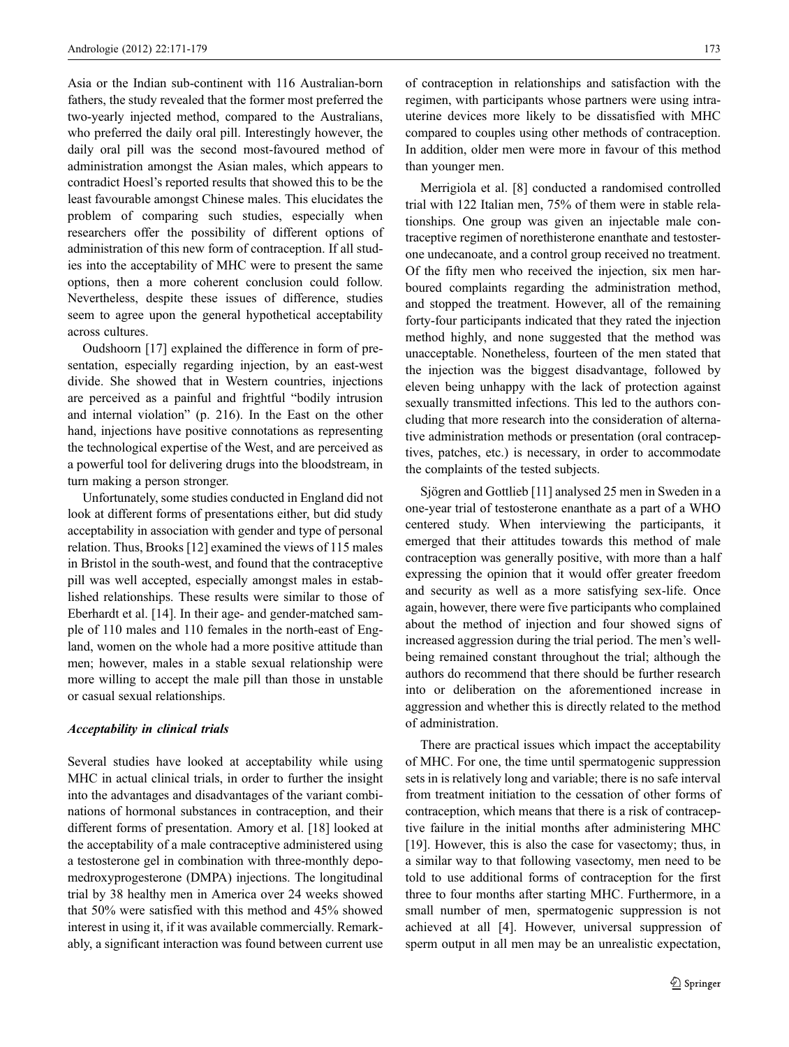Asia or the Indian sub-continent with 116 Australian-born fathers, the study revealed that the former most preferred the two-yearly injected method, compared to the Australians, who preferred the daily oral pill. Interestingly however, the daily oral pill was the second most-favoured method of administration amongst the Asian males, which appears to contradict Hoesl's reported results that showed this to be the least favourable amongst Chinese males. This elucidates the problem of comparing such studies, especially when researchers offer the possibility of different options of administration of this new form of contraception. If all studies into the acceptability of MHC were to present the same options, then a more coherent conclusion could follow. Nevertheless, despite these issues of difference, studies seem to agree upon the general hypothetical acceptability across cultures.

Oudshoorn [17] explained the difference in form of presentation, especially regarding injection, by an east-west divide. She showed that in Western countries, injections are perceived as a painful and frightful "bodily intrusion and internal violation" (p. 216). In the East on the other hand, injections have positive connotations as representing the technological expertise of the West, and are perceived as a powerful tool for delivering drugs into the bloodstream, in turn making a person stronger.

Unfortunately, some studies conducted in England did not look at different forms of presentations either, but did study acceptability in association with gender and type of personal relation. Thus, Brooks [12] examined the views of 115 males in Bristol in the south-west, and found that the contraceptive pill was well accepted, especially amongst males in established relationships. These results were similar to those of Eberhardt et al. [14]. In their age- and gender-matched sample of 110 males and 110 females in the north-east of England, women on the whole had a more positive attitude than men; however, males in a stable sexual relationship were more willing to accept the male pill than those in unstable or casual sexual relationships.

### *Acceptability in clinical trials*

Several studies have looked at acceptability while using MHC in actual clinical trials, in order to further the insight into the advantages and disadvantages of the variant combinations of hormonal substances in contraception, and their different forms of presentation. Amory et al. [18] looked at the acceptability of a male contraceptive administered using a testosterone gel in combination with three-monthly depo-medroxyprogesterone (DMPA) injections. The longitudinal trial by 38 healthy men in America over 24 weeks showed that 50% were satisfied with this method and 45% showed interest in using it, if it was available commercially. Remarkably, a significant interaction was found between current use of contraception in relationships and satisfaction with the regimen, with participants whose partners were using intrauterine devices more likely to be dissatisfied with MHC compared to couples using other methods of contraception. In addition, older men were more in favour of this method than younger men.

Merrigiola et al. [8] conducted a randomised controlled trial with 122 Italian men, 75% of them were in stable relationships. One group was given an injectable male contraceptive regimen of norethisterone enanthate and testosterone undecanoate, and a control group received no treatment. Of the fifty men who received the injection, six men harboured complaints regarding the administration method, and stopped the treatment. However, all of the remaining forty-four participants indicated that they rated the injection method highly, and none suggested that the method was unacceptable. Nonetheless, fourteen of the men stated that the injection was the biggest disadvantage, followed by eleven being unhappy with the lack of protection against sexually transmitted infections. This led to the authors concluding that more research into the consideration of alternative administration methods or presentation (oral contraceptives, patches, etc.) is necessary, in order to accommodate the complaints of the tested subjects.

Sjögren and Gottlieb [11] analysed 25 men in Sweden in a one-year trial of testosterone enanthate as a part of a WHO centered study. When interviewing the participants, it emerged that their attitudes towards this method of male contraception was generally positive, with more than a half expressing the opinion that it would offer greater freedom and security as well as a more satisfying sex-life. Once again, however, there were five participants who complained about the method of injection and four showed signs of increased aggression during the trial period. The men's well-being remained constant throughout the trial; although the authors do recommend that there should be further research into or deliberation on the aforementioned increase in aggression and whether this is directly related to the method of administration.

There are practical issues which impact the acceptability of MHC. For one, the time until spermatogenic suppression sets in is relatively long and variable; there is no safe interval from treatment initiation to the cessation of other forms of contraception, which means that there is a risk of contraceptive failure in the initial months after administering MHC [19]. However, this is also the case for vasectomy; thus, in a similar way to that following vasectomy, men need to be told to use additional forms of contraception for the first three to four months after starting MHC. Furthermore, in a small number of men, spermatogenic suppression is not achieved at all [4]. However, universal suppression of sperm output in all men may be an unrealistic expectation,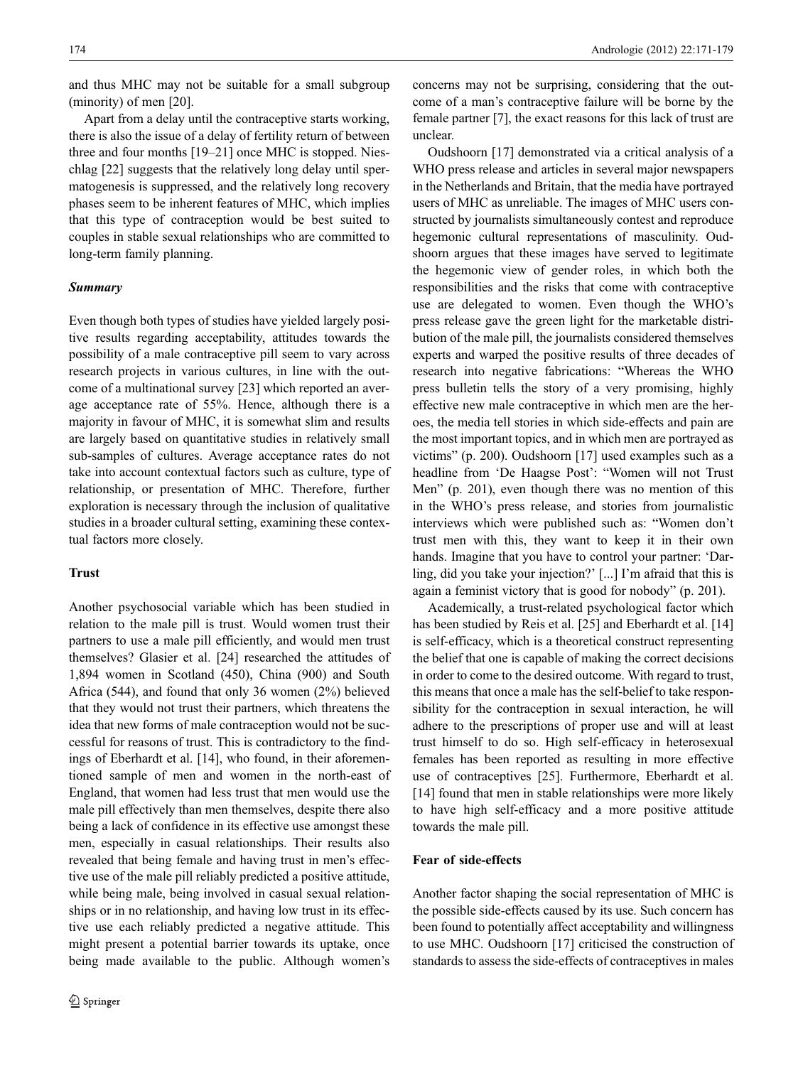and thus MHC may not be suitable for a small subgroup (minority) of men [20].

Apart from a delay until the contraceptive starts working, there is also the issue of a delay of fertility return of between three and four months [19–21] once MHC is stopped. Nieschlag [22] suggests that the relatively long delay until spermatogenesis is suppressed, and the relatively long recovery phases seem to be inherent features of MHC, which implies that this type of contraception would be best suited to couples in stable sexual relationships who are committed to long-term family planning.

### *Summary*

Even though both types of studies have yielded largely positive results regarding acceptability, attitudes towards the possibility of a male contraceptive pill seem to vary across research projects in various cultures, in line with the outcome of a multinational survey [23] which reported an average acceptance rate of 55%. Hence, although there is a majority in favour of MHC, it is somewhat slim and results are largely based on quantitative studies in relatively small sub-samples of cultures. Average acceptance rates do not take into account contextual factors such as culture, type of relationship, or presentation of MHC. Therefore, further exploration is necessary through the inclusion of qualitative studies in a broader cultural setting, examining these contextual factors more closely.

## Trust

Another psychosocial variable which has been studied in relation to the male pill is trust. Would women trust their partners to use a male pill efficiently, and would men trust themselves? Glasier et al. [24] researched the attitudes of 1,894 women in Scotland (450), China (900) and South Africa (544), and found that only 36 women (2%) believed that they would not trust their partners, which threatens the idea that new forms of male contraception would not be successful for reasons of trust. This is contradictory to the findings of Eberhardt et al. [14], who found, in their aforementioned sample of men and women in the north-east of England, that women had less trust that men would use the male pill effectively than men themselves, despite there also being a lack of confidence in its effective use amongst these men, especially in casual relationships. Their results also revealed that being female and having trust in men's effective use of the male pill reliably predicted a positive attitude, while being male, being involved in casual sexual relationships or in no relationship, and having low trust in its effective use each reliably predicted a negative attitude. This might present a potential barrier towards its uptake, once being made available to the public. Although women's concerns may not be surprising, considering that the outcome of a man's contraceptive failure will be borne by the female partner [7], the exact reasons for this lack of trust are unclear.

Oudshoorn [17] demonstrated via a critical analysis of a WHO press release and articles in several major newspapers in the Netherlands and Britain, that the media have portrayed users of MHC as unreliable. The images of MHC users constructed by journalists simultaneously contest and reproduce hegemonic cultural representations of masculinity. Oudshoorn argues that these images have served to legitimate the hegemonic view of gender roles, in which both the responsibilities and the risks that come with contraceptive use are delegated to women. Even though the WHO's press release gave the green light for the marketable distribution of the male pill, the journalists considered themselves experts and warped the positive results of three decades of research into negative fabrications: "Whereas the WHO press bulletin tells the story of a very promising, highly effective new male contraceptive in which men are the heroes, the media tell stories in which side-effects and pain are the most important topics, and in which men are portrayed as victims" (p. 200). Oudshoorn [17] used examples such as a headline from 'De Haagse Post': "Women will not Trust Men" (p. 201), even though there was no mention of this in the WHO's press release, and stories from journalistic interviews which were published such as: "Women don't trust men with this, they want to keep it in their own hands. Imagine that you have to control your partner: 'Darling, did you take your injection?' [...] I'm afraid that this is again a feminist victory that is good for nobody" (p. 201).

Academically, a trust-related psychological factor which has been studied by Reis et al. [25] and Eberhardt et al. [14] is self-efficacy, which is a theoretical construct representing the belief that one is capable of making the correct decisions in order to come to the desired outcome. With regard to trust, this means that once a male has the self-belief to take responsibility for the contraception in sexual interaction, he will adhere to the prescriptions of proper use and will at least trust himself to do so. High self-efficacy in heterosexual females has been reported as resulting in more effective use of contraceptives [25]. Furthermore, Eberhardt et al. [14] found that men in stable relationships were more likely to have high self-efficacy and a more positive attitude towards the male pill.

## Fear of side-effects

Another factor shaping the social representation of MHC is the possible side-effects caused by its use. Such concern has been found to potentially affect acceptability and willingness to use MHC. Oudshoorn [17] criticised the construction of standards to assess the side-effects of contraceptives in males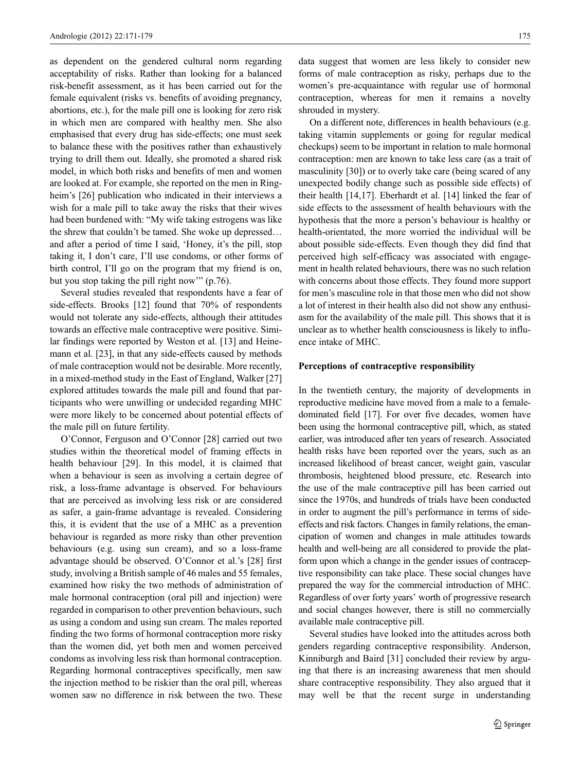as dependent on the gendered cultural norm regarding acceptability of risks. Rather than looking for a balanced risk-benefit assessment, as it has been carried out for the female equivalent (risks vs. benefits of avoiding pregnancy, abortions, etc.), for the male pill one is looking for zero risk in which men are compared with healthy men. She also emphasised that every drug has side-effects; one must seek to balance these with the positives rather than exhaustively trying to drill them out. Ideally, she promoted a shared risk model, in which both risks and benefits of men and women are looked at. For example, she reported on the men in Ringheim's [26] publication who indicated in their interviews a wish for a male pill to take away the risks that their wives had been burdened with: "My wife taking estrogens was like the shrew that couldn't be tamed. She woke up depressed… and after a period of time I said, 'Honey, it's the pill, stop taking it, I don't care, I'll use condoms, or other forms of birth control, I'll go on the program that my friend is on, but you stop taking the pill right now'" (p.76).

Several studies revealed that respondents have a fear of side-effects. Brooks [12] found that 70% of respondents would not tolerate any side-effects, although their attitudes towards an effective male contraceptive were positive. Similar findings were reported by Weston et al. [13] and Heinemann et al. [23], in that any side-effects caused by methods of male contraception would not be desirable. More recently, in a mixed-method study in the East of England, Walker [27] explored attitudes towards the male pill and found that participants who were unwilling or undecided regarding MHC were more likely to be concerned about potential effects of the male pill on future fertility.

O'Connor, Ferguson and O'Connor [28] carried out two studies within the theoretical model of framing effects in health behaviour [29]. In this model, it is claimed that when a behaviour is seen as involving a certain degree of risk, a loss-frame advantage is observed. For behaviours that are perceived as involving less risk or are considered as safer, a gain-frame advantage is revealed. Considering this, it is evident that the use of a MHC as a prevention behaviour is regarded as more risky than other prevention behaviours (e.g. using sun cream), and so a loss-frame advantage should be observed. O'Connor et al.'s [28] first study, involving a British sample of 46 males and 55 females, examined how risky the two methods of administration of male hormonal contraception (oral pill and injection) were regarded in comparison to other prevention behaviours, such as using a condom and using sun cream. The males reported finding the two forms of hormonal contraception more risky than the women did, yet both men and women perceived condoms as involving less risk than hormonal contraception. Regarding hormonal contraceptives specifically, men saw the injection method to be riskier than the oral pill, whereas women saw no difference in risk between the two. These data suggest that women are less likely to consider new forms of male contraception as risky, perhaps due to the women's pre-acquaintance with regular use of hormonal contraception, whereas for men it remains a novelty shrouded in mystery.

On a different note, differences in health behaviours (e.g. taking vitamin supplements or going for regular medical checkups) seem to be important in relation to male hormonal contraception: men are known to take less care (as a trait of masculinity [30]) or to overly take care (being scared of any unexpected bodily change such as possible side effects) of their health [14,17]. Eberhardt et al. [14] linked the fear of side effects to the assessment of health behaviours with the hypothesis that the more a person's behaviour is healthy or health-orientated, the more worried the individual will be about possible side-effects. Even though they did find that perceived high self-efficacy was associated with engagement in health related behaviours, there was no such relation with concerns about those effects. They found more support for men's masculine role in that those men who did not show a lot of interest in their health also did not show any enthusiasm for the availability of the male pill. This shows that it is unclear as to whether health consciousness is likely to influence intake of MHC.

## Perceptions of contraceptive responsibility

In the twentieth century, the majority of developments in reproductive medicine have moved from a male to a female-dominated field [17]. For over five decades, women have been using the hormonal contraceptive pill, which, as stated earlier, was introduced after ten years of research. Associated health risks have been reported over the years, such as an increased likelihood of breast cancer, weight gain, vascular thrombosis, heightened blood pressure, etc. Research into the use of the male contraceptive pill has been carried out since the 1970s, and hundreds of trials have been conducted in order to augment the pill's performance in terms of side-effects and risk factors. Changes in family relations, the emancipation of women and changes in male attitudes towards health and well-being are all considered to provide the platform upon which a change in the gender issues of contraceptive responsibility can take place. These social changes have prepared the way for the commercial introduction of MHC. Regardless of over forty years' worth of progressive research and social changes however, there is still no commercially available male contraceptive pill.

Several studies have looked into the attitudes across both genders regarding contraceptive responsibility. Anderson, Kinniburgh and Baird [31] concluded their review by arguing that there is an increasing awareness that men should share contraceptive responsibility. They also argued that it may well be that the recent surge in understanding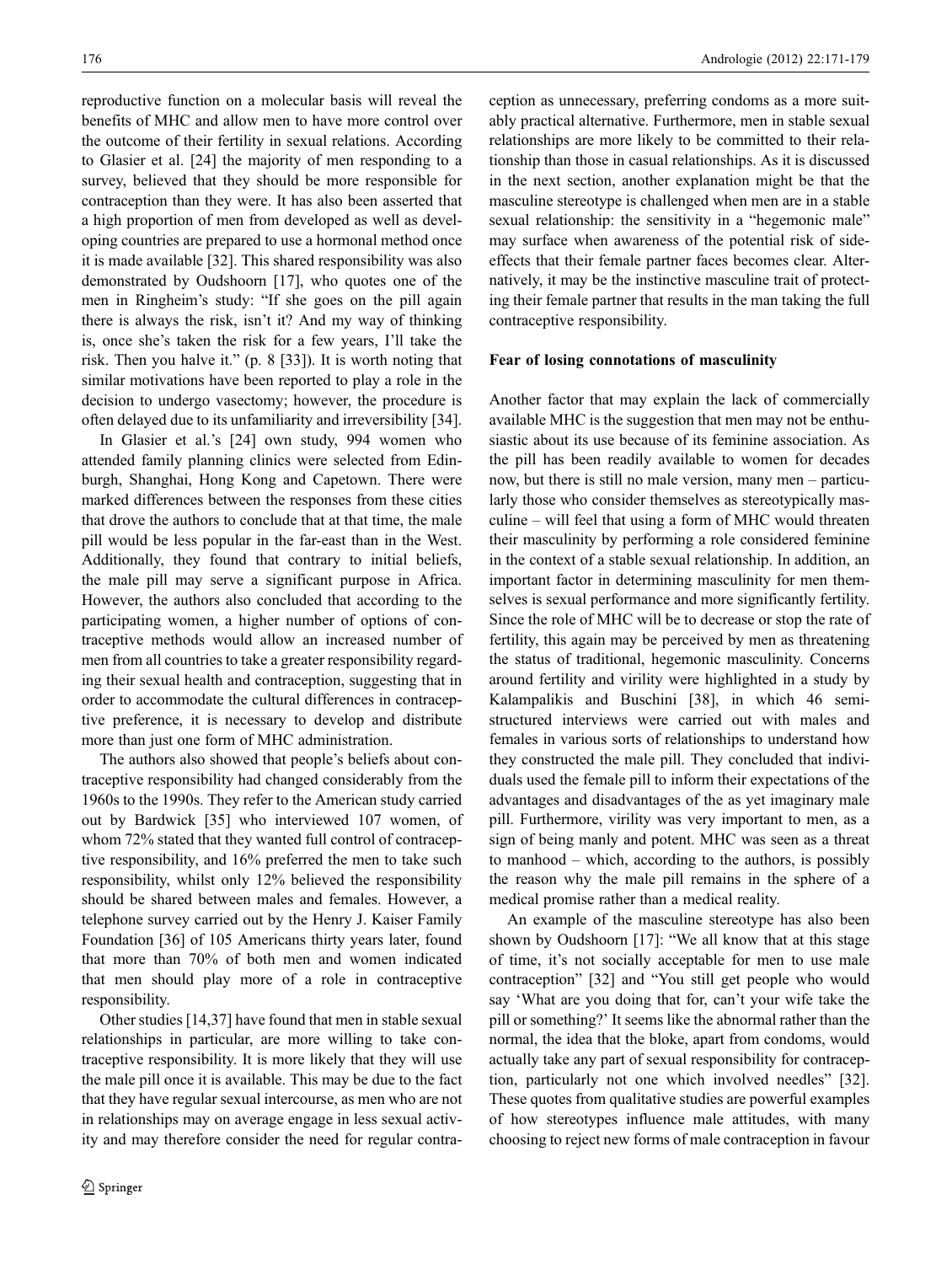reproductive function on a molecular basis will reveal the benefits of MHC and allow men to have more control over the outcome of their fertility in sexual relations. According to Glasier et al. [24] the majority of men responding to a survey, believed that they should be more responsible for contraception than they were. It has also been asserted that a high proportion of men from developed as well as developing countries are prepared to use a hormonal method once it is made available [32]. This shared responsibility was also demonstrated by Oudshoorn [17], who quotes one of the men in Ringheim's study: "If she goes on the pill again there is always the risk, isn't it? And my way of thinking is, once she's taken the risk for a few years, I'll take the risk. Then you halve it." (p. 8 [33]). It is worth noting that similar motivations have been reported to play a role in the decision to undergo vasectomy; however, the procedure is often delayed due to its unfamiliarity and irreversibility [34].

In Glasier et al.'s [24] own study, 994 women who attended family planning clinics were selected from Edinburgh, Shanghai, Hong Kong and Capetown. There were marked differences between the responses from these cities that drove the authors to conclude that at that time, the male pill would be less popular in the far-east than in the West. Additionally, they found that contrary to initial beliefs, the male pill may serve a significant purpose in Africa. However, the authors also concluded that according to the participating women, a higher number of options of contraceptive methods would allow an increased number of men from all countries to take a greater responsibility regarding their sexual health and contraception, suggesting that in order to accommodate the cultural differences in contraceptive preference, it is necessary to develop and distribute more than just one form of MHC administration.

The authors also showed that people's beliefs about contraceptive responsibility had changed considerably from the 1960s to the 1990s. They refer to the American study carried out by Bardwick [35] who interviewed 107 women, of whom 72% stated that they wanted full control of contraceptive responsibility, and 16% preferred the men to take such responsibility, whilst only 12% believed the responsibility should be shared between males and females. However, a telephone survey carried out by the Henry J. Kaiser Family Foundation [36] of 105 Americans thirty years later, found that more than 70% of both men and women indicated that men should play more of a role in contraceptive responsibility.

Other studies [14,37] have found that men in stable sexual relationships in particular, are more willing to take contraceptive responsibility. It is more likely that they will use the male pill once it is available. This may be due to the fact that they have regular sexual intercourse, as men who are not in relationships may on average engage in less sexual activity and may therefore consider the need for regular contraception as unnecessary, preferring condoms as a more suitably practical alternative. Furthermore, men in stable sexual relationships are more likely to be committed to their relationship than those in casual relationships. As it is discussed in the next section, another explanation might be that the masculine stereotype is challenged when men are in a stable sexual relationship: the sensitivity in a "hegemonic male" may surface when awareness of the potential risk of side-effects that their female partner faces becomes clear. Alternatively, it may be the instinctive masculine trait of protecting their female partner that results in the man taking the full contraceptive responsibility.

## Fear of losing connotations of masculinity

Another factor that may explain the lack of commercially available MHC is the suggestion that men may not be enthusiastic about its use because of its feminine association. As the pill has been readily available to women for decades now, but there is still no male version, many men – particularly those who consider themselves as stereotypically masculine – will feel that using a form of MHC would threaten their masculinity by performing a role considered feminine in the context of a stable sexual relationship. In addition, an important factor in determining masculinity for men themselves is sexual performance and more significantly fertility. Since the role of MHC will be to decrease or stop the rate of fertility, this again may be perceived by men as threatening the status of traditional, hegemonic masculinity. Concerns around fertility and virility were highlighted in a study by Kalampalikis and Buschini [38], in which 46 semi-structured interviews were carried out with males and females in various sorts of relationships to understand how they constructed the male pill. They concluded that individuals used the female pill to inform their expectations of the advantages and disadvantages of the as yet imaginary male pill. Furthermore, virility was very important to men, as a sign of being manly and potent. MHC was seen as a threat to manhood – which, according to the authors, is possibly the reason why the male pill remains in the sphere of a medical promise rather than a medical reality.

An example of the masculine stereotype has also been shown by Oudshoorn [17]: "We all know that at this stage of time, it's not socially acceptable for men to use male contraception" [32] and "You still get people who would say 'What are you doing that for, can't your wife take the pill or something?' It seems like the abnormal rather than the normal, the idea that the bloke, apart from condoms, would actually take any part of sexual responsibility for contraception, particularly not one which involved needles" [32]. These quotes from qualitative studies are powerful examples of how stereotypes influence male attitudes, with many choosing to reject new forms of male contraception in favour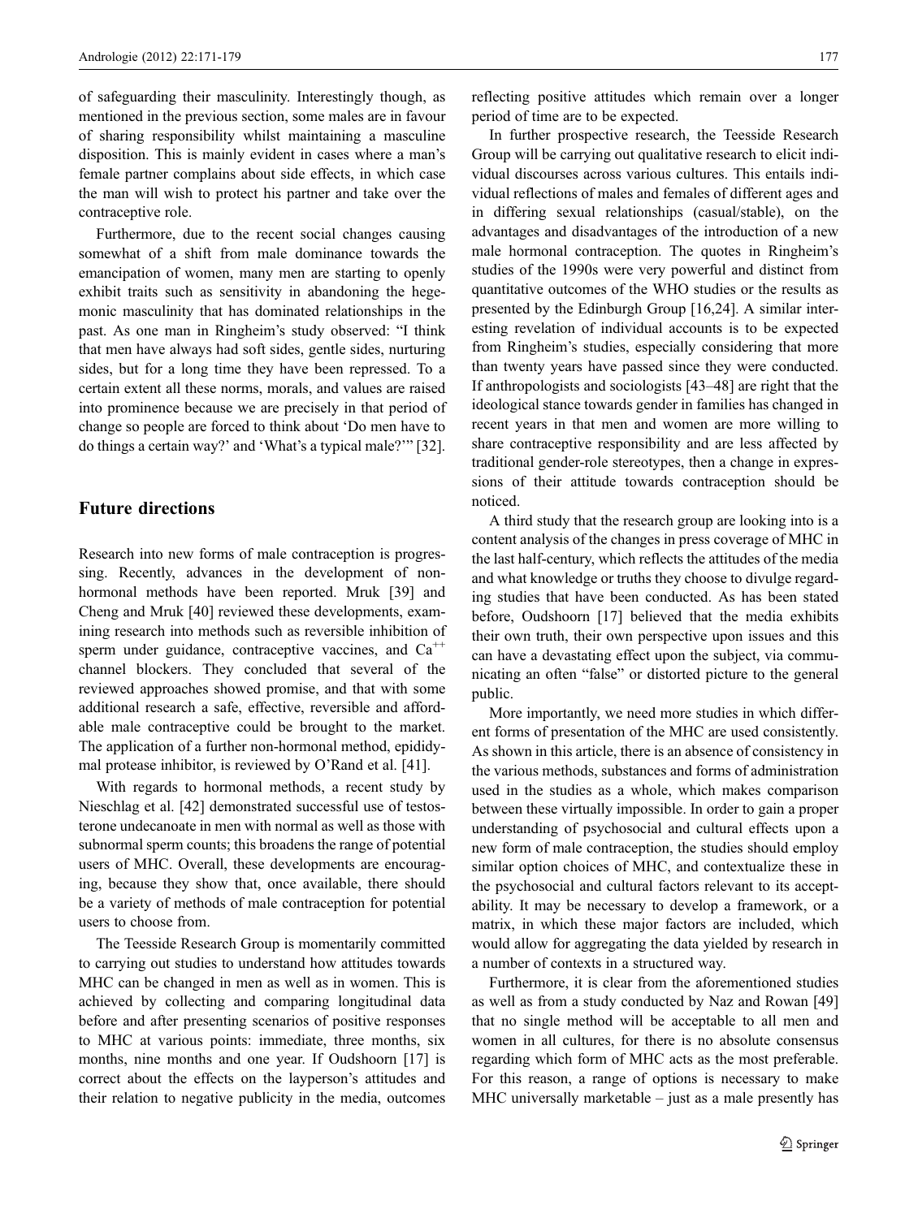of safeguarding their masculinity. Interestingly though, as mentioned in the previous section, some males are in favour of sharing responsibility whilst maintaining a masculine disposition. This is mainly evident in cases where a man's female partner complains about side effects, in which case the man will wish to protect his partner and take over the contraceptive role.

Furthermore, due to the recent social changes causing somewhat of a shift from male dominance towards the emancipation of women, many men are starting to openly exhibit traits such as sensitivity in abandoning the hegemonic masculinity that has dominated relationships in the past. As one man in Ringheim's study observed: "I think that men have always had soft sides, gentle sides, nurturing sides, but for a long time they have been repressed. To a certain extent all these norms, morals, and values are raised into prominence because we are precisely in that period of change so people are forced to think about 'Do men have to do things a certain way?' and 'What's a typical male?'" [32].

## Future directions

Research into new forms of male contraception is progressing. Recently, advances in the development of non-hormonal methods have been reported. Mruk [39] and Cheng and Mruk [40] reviewed these developments, examining research into methods such as reversible inhibition of sperm under guidance, contraceptive vaccines, and $Ca^{++}$ channel blockers. They concluded that several of the reviewed approaches showed promise, and that with some additional research a safe, effective, reversible and affordable male contraceptive could be brought to the market. The application of a further non-hormonal method, epididymal protease inhibitor, is reviewed by O'Rand et al. [41].

With regards to hormonal methods, a recent study by Nieschlag et al. [42] demonstrated successful use of testosterone undecanoate in men with normal as well as those with subnormal sperm counts; this broadens the range of potential users of MHC. Overall, these developments are encouraging, because they show that, once available, there should be a variety of methods of male contraception for potential users to choose from.

The Teesside Research Group is momentarily committed to carrying out studies to understand how attitudes towards MHC can be changed in men as well as in women. This is achieved by collecting and comparing longitudinal data before and after presenting scenarios of positive responses to MHC at various points: immediate, three months, six months, nine months and one year. If Oudshoorn [17] is correct about the effects on the layperson's attitudes and their relation to negative publicity in the media, outcomes reflecting positive attitudes which remain over a longer period of time are to be expected.

In further prospective research, the Teesside Research Group will be carrying out qualitative research to elicit individual discourses across various cultures. This entails individual reflections of males and females of different ages and in differing sexual relationships (casual/stable), on the advantages and disadvantages of the introduction of a new male hormonal contraception. The quotes in Ringheim's studies of the 1990s were very powerful and distinct from quantitative outcomes of the WHO studies or the results as presented by the Edinburgh Group [16,24]. A similar interesting revelation of individual accounts is to be expected from Ringheim's studies, especially considering that more than twenty years have passed since they were conducted. If anthropologists and sociologists [43–48] are right that the ideological stance towards gender in families has changed in recent years in that men and women are more willing to share contraceptive responsibility and are less affected by traditional gender-role stereotypes, then a change in expressions of their attitude towards contraception should be noticed.

A third study that the research group are looking into is a content analysis of the changes in press coverage of MHC in the last half-century, which reflects the attitudes of the media and what knowledge or truths they choose to divulge regarding studies that have been conducted. As has been stated before, Oudshoorn [17] believed that the media exhibits their own truth, their own perspective upon issues and this can have a devastating effect upon the subject, via communicating an often "false" or distorted picture to the general public.

More importantly, we need more studies in which different forms of presentation of the MHC are used consistently. As shown in this article, there is an absence of consistency in the various methods, substances and forms of administration used in the studies as a whole, which makes comparison between these virtually impossible. In order to gain a proper understanding of psychosocial and cultural effects upon a new form of male contraception, the studies should employ similar option choices of MHC, and contextualize these in the psychosocial and cultural factors relevant to its acceptability. It may be necessary to develop a framework, or a matrix, in which these major factors are included, which would allow for aggregating the data yielded by research in a number of contexts in a structured way.

Furthermore, it is clear from the aforementioned studies as well as from a study conducted by Naz and Rowan [49] that no single method will be acceptable to all men and women in all cultures, for there is no absolute consensus regarding which form of MHC acts as the most preferable. For this reason, a range of options is necessary to make MHC universally marketable – just as a male presently has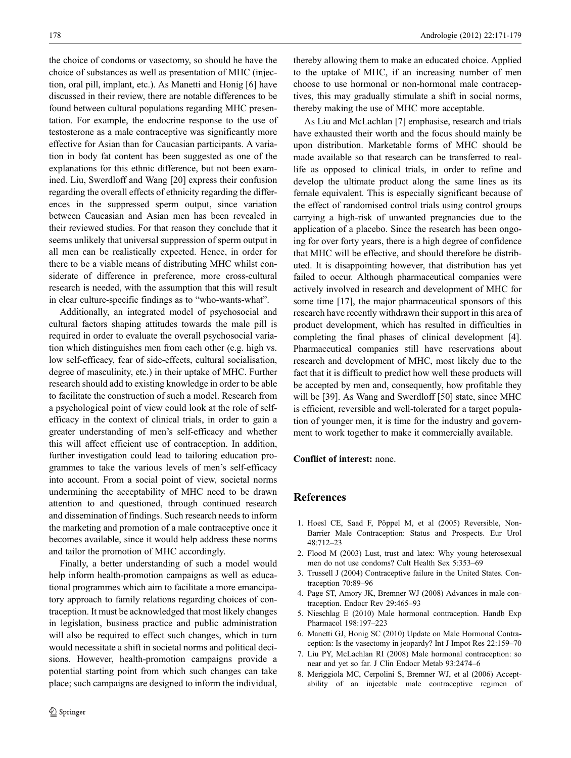the choice of condoms or vasectomy, so should he have the choice of substances as well as presentation of MHC (injection, oral pill, implant, etc.). As Manetti and Honig [6] have discussed in their review, there are notable differences to be found between cultural populations regarding MHC presentation. For example, the endocrine response to the use of testosterone as a male contraceptive was significantly more effective for Asian than for Caucasian participants. A variation in body fat content has been suggested as one of the explanations for this ethnic difference, but not been examined. Liu, Swerdloff and Wang [20] express their confusion regarding the overall effects of ethnicity regarding the differences in the suppressed sperm output, since variation between Caucasian and Asian men has been revealed in their reviewed studies. For that reason they conclude that it seems unlikely that universal suppression of sperm output in all men can be realistically expected. Hence, in order for there to be a viable means of distributing MHC whilst considerate of difference in preference, more cross-cultural research is needed, with the assumption that this will result in clear culture-specific findings as to "who-wants-what".

Additionally, an integrated model of psychosocial and cultural factors shaping attitudes towards the male pill is required in order to evaluate the overall psychosocial variation which distinguishes men from each other (e.g. high vs. low self-efficacy, fear of side-effects, cultural socialisation, degree of masculinity, etc.) in their uptake of MHC. Further research should add to existing knowledge in order to be able to facilitate the construction of such a model. Research from a psychological point of view could look at the role of self-efficacy in the context of clinical trials, in order to gain a greater understanding of men's self-efficacy and whether this will affect efficient use of contraception. In addition, further investigation could lead to tailoring education programmes to take the various levels of men's self-efficacy into account. From a social point of view, societal norms undermining the acceptability of MHC need to be drawn attention to and questioned, through continued research and dissemination of findings. Such research needs to inform the marketing and promotion of a male contraceptive once it becomes available, since it would help address these norms and tailor the promotion of MHC accordingly.

Finally, a better understanding of such a model would help inform health-promotion campaigns as well as educational programmes which aim to facilitate a more emancipatory approach to family relations regarding choices of contraception. It must be acknowledged that most likely changes in legislation, business practice and public administration will also be required to effect such changes, which in turn would necessitate a shift in societal norms and political decisions. However, health-promotion campaigns provide a potential starting point from which such changes can take place; such campaigns are designed to inform the individual, thereby allowing them to make an educated choice. Applied to the uptake of MHC, if an increasing number of men choose to use hormonal or non-hormonal male contraceptives, this may gradually stimulate a shift in social norms, thereby making the use of MHC more acceptable.

As Liu and McLachlan [7] emphasise, research and trials have exhausted their worth and the focus should mainly be upon distribution. Marketable forms of MHC should be made available so that research can be transferred to real-life as opposed to clinical trials, in order to refine and develop the ultimate product along the same lines as its female equivalent. This is especially significant because of the effect of randomised control trials using control groups carrying a high-risk of unwanted pregnancies due to the application of a placebo. Since the research has been ongoing for over forty years, there is a high degree of confidence that MHC will be effective, and should therefore be distributed. It is disappointing however, that distribution has yet failed to occur. Although pharmaceutical companies were actively involved in research and development of MHC for some time [17], the major pharmaceutical sponsors of this research have recently withdrawn their support in this area of product development, which has resulted in difficulties in completing the final phases of clinical development [4]. Pharmaceutical companies still have reservations about research and development of MHC, most likely due to the fact that it is difficult to predict how well these products will be accepted by men and, consequently, how profitable they will be [39]. As Wang and Swerdloff [50] state, since MHC is efficient, reversible and well-tolerated for a target population of younger men, it is time for the industry and government to work together to make it commercially available.

**Conflict of interest:** none.

## References

1. Hoesl CE, Saad F, Pöppel M, et al (2005) Reversible, Non-Barrier Male Contraception: Status and Prospects. Eur Urol 48:712–23
2. Flood M (2003) Lust, trust and latex: Why young heterosexual men do not use condoms? Cult Health Sex 5:353–69
3. Trussell J (2004) Contraceptive failure in the United States. Contraception 70:89–96
4. Page ST, Amory JK, Bremner WJ (2008) Advances in male contraception. Endocr Rev 29:465–93
5. Nieschlag E (2010) Male hormonal contraception. Handb Exp Pharmacol 198:197–223
6. Manetti GJ, Honig SC (2010) Update on Male Hormonal Contraception: Is the vasectomy in jeopardy? Int J Impot Res 22:159–70
7. Liu PY, McLachlan RI (2008) Male hormonal contraception: so near and yet so far. J Clin Endocr Metab 93:2474–6
8. Meriggiola MC, Cerpolini S, Bremner WJ, et al (2006) Acceptability of an injectable male contraceptive regimen of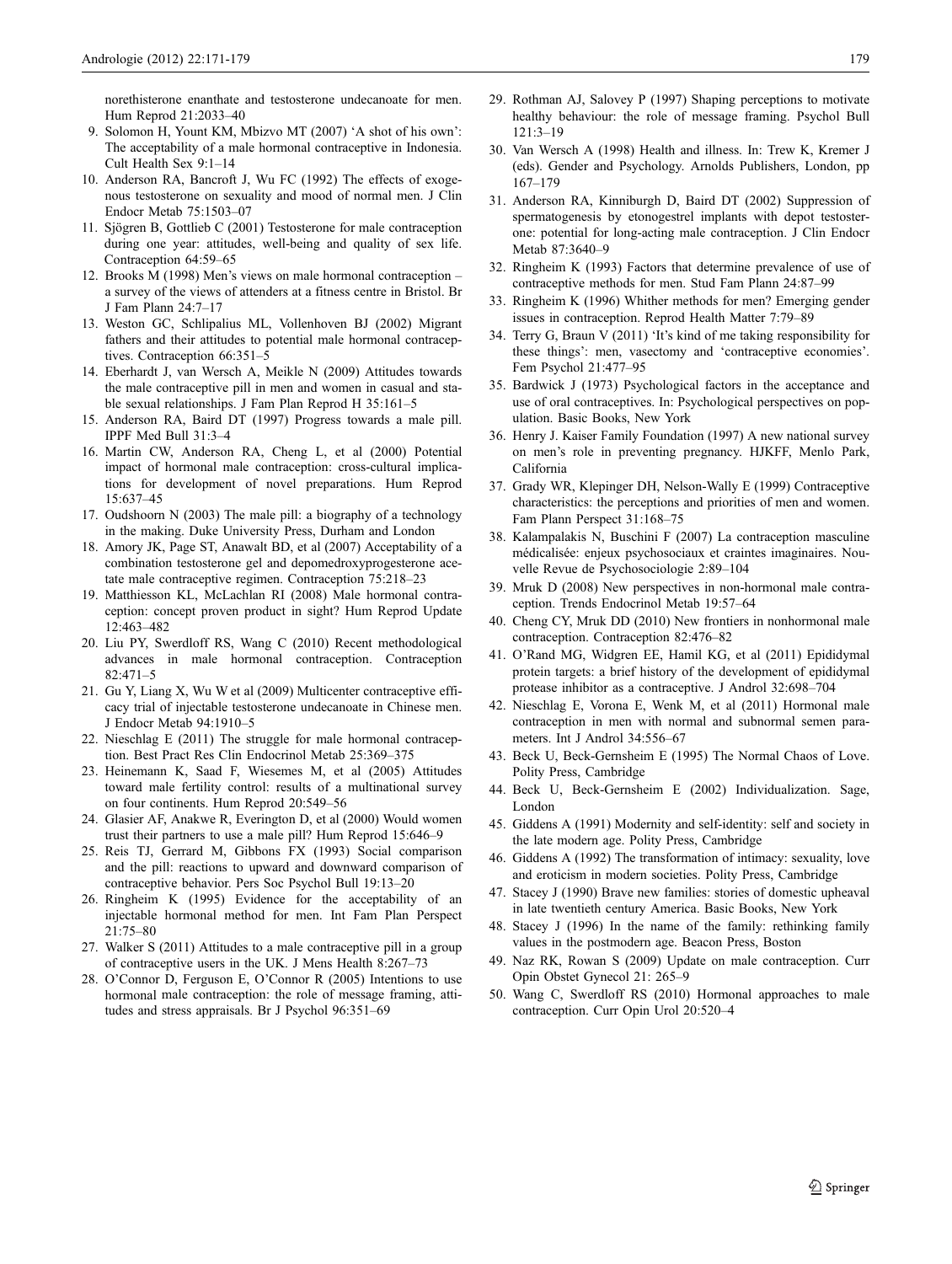norethisterone enanthate and testosterone undecanoate for men. Hum Reprod 21:2033–40

9. Solomon H, Yount KM, Mbizvo MT (2007) 'A shot of his own': The acceptability of a male hormonal contraceptive in Indonesia. Cult Health Sex 9:1–14
10. Anderson RA, Bancroft J, Wu FC (1992) The effects of exogenous testosterone on sexuality and mood of normal men. J Clin Endocr Metab 75:1503–07
11. Sjögren B, Gottlieb C (2001) Testosterone for male contraception during one year: attitudes, well-being and quality of sex life. Contraception 64:59–65
12. Brooks M (1998) Men's views on male hormonal contraception – a survey of the views of attenders at a fitness centre in Bristol. Br J Fam Plann 24:7–17
13. Weston GC, Schlipalius ML, Vollenhoven BJ (2002) Migrant fathers and their attitudes to potential male hormonal contraceptives. Contraception 66:351–5
14. Eberhardt J, van Wersch A, Meikle N (2009) Attitudes towards the male contraceptive pill in men and women in casual and stable sexual relationships. J Fam Plan Reprod H 35:161–5
15. Anderson RA, Baird DT (1997) Progress towards a male pill. IPPF Med Bull 31:3–4
16. Martin CW, Anderson RA, Cheng L, et al (2000) Potential impact of hormonal male contraception: cross-cultural implications for development of novel preparations. Hum Reprod 15:637–45
17. Oudshoorn N (2003) The male pill: a biography of a technology in the making. Duke University Press, Durham and London
18. Amory JK, Page ST, Anawalt BD, et al (2007) Acceptability of a combination testosterone gel and depomedroxyprogesterone acetate male contraceptive regimen. Contraception 75:218–23
19. Matthiesson KL, McLachlan RI (2008) Male hormonal contraception: concept proven product in sight? Hum Reprod Update 12:463–482
20. Liu PY, Swerdloff RS, Wang C (2010) Recent methodological advances in male hormonal contraception. Contraception 82:471–5
21. Gu Y, Liang X, Wu W et al (2009) Multicenter contraceptive efficacy trial of injectable testosterone undecanoate in Chinese men. J Endocr Metab 94:1910–5
22. Nieschlag E (2011) The struggle for male hormonal contraception. Best Pract Res Clin Endocrinol Metab 25:369–375
23. Heinemann K, Saad F, Wiesemes M, et al (2005) Attitudes toward male fertility control: results of a multinational survey on four continents. Hum Reprod 20:549–56
24. Glasier AF, Anakwe R, Everington D, et al (2000) Would women trust their partners to use a male pill? Hum Reprod 15:646–9
25. Reis TJ, Gerrard M, Gibbons FX (1993) Social comparison and the pill: reactions to upward and downward comparison of contraceptive behavior. Pers Soc Psychol Bull 19:13–20
26. Ringheim K (1995) Evidence for the acceptability of an injectable hormonal method for men. Int Fam Plan Perspect 21:75–80
27. Walker S (2011) Attitudes to a male contraceptive pill in a group of contraceptive users in the UK. J Mens Health 8:267–73
28. O'Connor D, Ferguson E, O'Connor R (2005) Intentions to use hormonal male contraception: the role of message framing, attitudes and stress appraisals. Br J Psychol 96:351–69
29. Rothman AJ, Salovey P (1997) Shaping perceptions to motivate healthy behaviour: the role of message framing. Psychol Bull 121:3–19
30. Van Wersch A (1998) Health and illness. In: Trew K, Kremer J (eds). Gender and Psychology. Arnolds Publishers, London, pp 167–179
31. Anderson RA, Kinniburgh D, Baird DT (2002) Suppression of spermatogenesis by etonogestrel implants with depot testosterone: potential for long-acting male contraception. J Clin Endocr Metab 87:3640–9
32. Ringheim K (1993) Factors that determine prevalence of use of contraceptive methods for men. Stud Fam Plann 24:87–99
33. Ringheim K (1996) Whither methods for men? Emerging gender issues in contraception. Reprod Health Matter 7:79–89
34. Terry G, Braun V (2011) 'It's kind of me taking responsibility for these things': men, vasectomy and 'contraceptive economies'. Fem Psychol 21:477–95
35. Bardwick J (1973) Psychological factors in the acceptance and use of oral contraceptives. In: Psychological perspectives on population. Basic Books, New York
36. Henry J. Kaiser Family Foundation (1997) A new national survey on men's role in preventing pregnancy. HJKFF, Menlo Park, California
37. Grady WR, Klepinger DH, Nelson-Wally E (1999) Contraceptive characteristics: the perceptions and priorities of men and women. Fam Plann Perspect 31:168–75
38. Kalampalakis N, Buschini F (2007) La contraception masculine médicalisée: enjeux psychosociaux et craintes imaginaires. Nouvelle Revue de Psychosociologie 2:89–104
39. Mruk D (2008) New perspectives in non-hormonal male contraception. Trends Endocrinol Metab 19:57–64
40. Cheng CY, Mruk DD (2010) New frontiers in nonhormonal male contraception. Contraception 82:476–82
41. O'Rand MG, Widgren EE, Hamil KG, et al (2011) Epididymal protein targets: a brief history of the development of epididymal protease inhibitor as a contraceptive. J Androl 32:698–704
42. Nieschlag E, Vorona E, Wenk M, et al (2011) Hormonal male contraception in men with normal and subnormal semen parameters. Int J Androl 34:556–67
43. Beck U, Beck-Gernsheim E (1995) The Normal Chaos of Love. Polity Press, Cambridge
44. Beck U, Beck-Gernsheim E (2002) Individualization. Sage, London
45. Giddens A (1991) Modernity and self-identity: self and society in the late modern age. Polity Press, Cambridge
46. Giddens A (1992) The transformation of intimacy: sexuality, love and eroticism in modern societies. Polity Press, Cambridge
47. Stacey J (1990) Brave new families: stories of domestic upheaval in late twentieth century America. Basic Books, New York
48. Stacey J (1996) In the name of the family: rethinking family values in the postmodern age. Beacon Press, Boston
49. Naz RK, Rowan S (2009) Update on male contraception. Curr Opin Obstet Gynecol 21: 265–9
50. Wang C, Swerdloff RS (2010) Hormonal approaches to male contraception. Curr Opin Urol 20:520–4